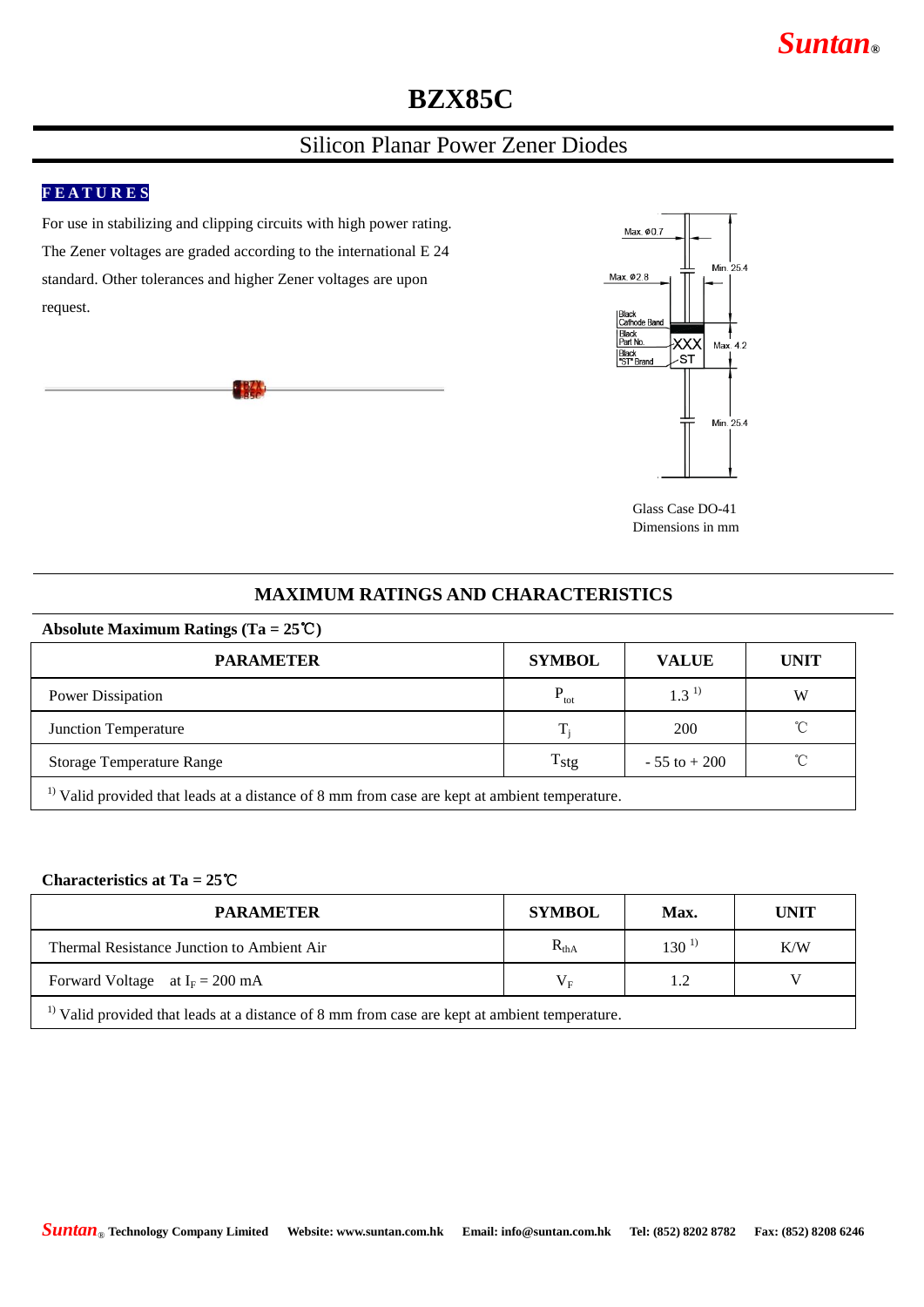Suntan®

# BZX85C

## Silicon Planar Power Zener Diodes

### FEATURES

For use in stabilizing and clipping circuits with high power rating. The Zener voltages are graded according to the international E 24 standard. Other tolerances and higher Zener voltages are upon request.

Glass Case DO-41
Dimensions in mm

## MAXIMUM RATINGS AND CHARACTERISTICS

**Absolute Maximum Ratings (Ta = 25℃)**

| PARAMETER | SYMBOL | VALUE | UNIT |
|---|---|---|---|
| Power Dissipation | $P_{tot}$ | 1.3 [1) ] | W |
| Junction Temperature | $T_j$ | 200 | ℃ |
| Storage Temperature Range | $T_{stg}$ | - 55 to + 200 | ℃ |
| [1)] Valid provided that leads at a distance of 8 mm from case are kept at ambient temperature. | | | |

**Characteristics at Ta = 25℃**

| PARAMETER | SYMBOL | Max. | UNIT |
|---|---|---|---|
| Thermal Resistance Junction to Ambient Air | $R_{thA}$ | 130 [1)] | K/W |
| Forward Voltage at $I_F$ = 200 mA | $V_F$ | 1.2 | V |
| [1)] Valid provided that leads at a distance of 8 mm from case are kept at ambient temperature. | | | |

Suntan® Technology Company Limited Website: www.suntan.com.hk Email: info@suntan.com.hk Tel: (852) 8202 8782 Fax: (852) 8208 6246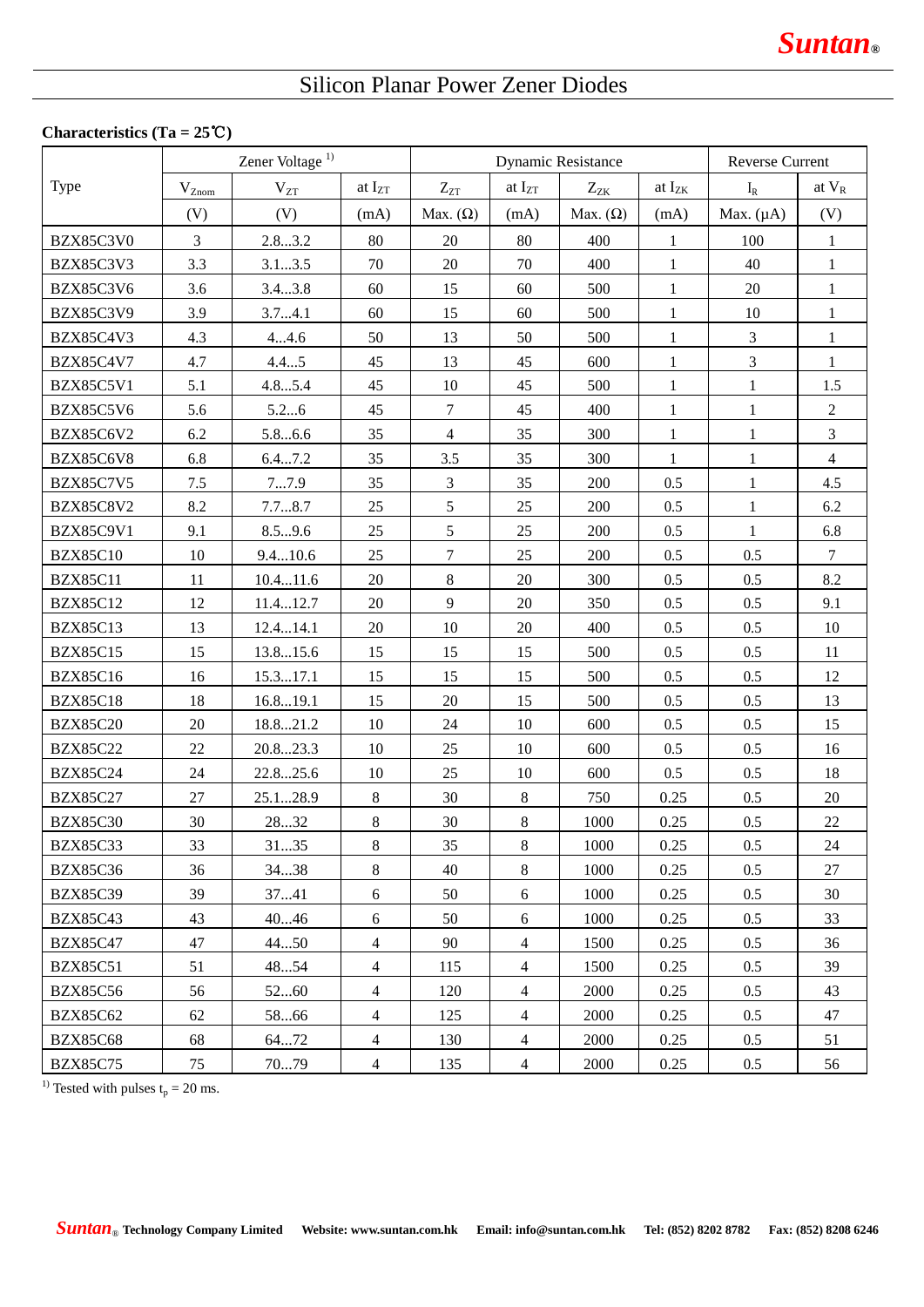# Silicon Planar Power Zener Diodes

**Characteristics (Ta = 25℃)**

| Type | Zener Voltage [1) | | | Dynamic Resistance | | | | Reverse Current | |
|---|---|---|---|---|---|---|---|---|---|
| | $V_{Znom}$ | $V_{ZT}$ | at $I_{ZT}$ | $Z_{ZT}$ | at $I_{ZT}$ | $Z_{ZK}$ | at $I_{ZK}$ | $I_R$ | at $V_R$ |
| | (V) | (V) | (mA) | Max. (Ω) | (mA) | Max. (Ω) | (mA) | Max. (μA) | (V) |
| BZX85C3V0 | 3 | 2.8...3.2 | 80 | 20 | 80 | 400 | 1 | 100 | 1 |
| BZX85C3V3 | 3.3 | 3.1...3.5 | 70 | 20 | 70 | 400 | 1 | 40 | 1 |
| BZX85C3V6 | 3.6 | 3.4...3.8 | 60 | 15 | 60 | 500 | 1 | 20 | 1 |
| BZX85C3V9 | 3.9 | 3.7...4.1 | 60 | 15 | 60 | 500 | 1 | 10 | 1 |
| BZX85C4V3 | 4.3 | 4...4.6 | 50 | 13 | 50 | 500 | 1 | 3 | 1 |
| BZX85C4V7 | 4.7 | 4.4...5 | 45 | 13 | 45 | 600 | 1 | 3 | 1 |
| BZX85C5V1 | 5.1 | 4.8...5.4 | 45 | 10 | 45 | 500 | 1 | 1 | 1.5 |
| BZX85C5V6 | 5.6 | 5.2...6 | 45 | 7 | 45 | 400 | 1 | 1 | 2 |
| BZX85C6V2 | 6.2 | 5.8...6.6 | 35 | 4 | 35 | 300 | 1 | 1 | 3 |
| BZX85C6V8 | 6.8 | 6.4...7.2 | 35 | 3.5 | 35 | 300 | 1 | 1 | 4 |
| BZX85C7V5 | 7.5 | 7...7.9 | 35 | 3 | 35 | 200 | 0.5 | 1 | 4.5 |
| BZX85C8V2 | 8.2 | 7.7...8.7 | 25 | 5 | 25 | 200 | 0.5 | 1 | 6.2 |
| BZX85C9V1 | 9.1 | 8.5...9.6 | 25 | 5 | 25 | 200 | 0.5 | 1 | 6.8 |
| BZX85C10 | 10 | 9.4...10.6 | 25 | 7 | 25 | 200 | 0.5 | 0.5 | 7 |
| BZX85C11 | 11 | 10.4...11.6 | 20 | 8 | 20 | 300 | 0.5 | 0.5 | 8.2 |
| BZX85C12 | 12 | 11.4...12.7 | 20 | 9 | 20 | 350 | 0.5 | 0.5 | 9.1 |
| BZX85C13 | 13 | 12.4...14.1 | 20 | 10 | 20 | 400 | 0.5 | 0.5 | 10 |
| BZX85C15 | 15 | 13.8...15.6 | 15 | 15 | 15 | 500 | 0.5 | 0.5 | 11 |
| BZX85C16 | 16 | 15.3...17.1 | 15 | 15 | 15 | 500 | 0.5 | 0.5 | 12 |
| BZX85C18 | 18 | 16.8...19.1 | 15 | 20 | 15 | 500 | 0.5 | 0.5 | 13 |
| BZX85C20 | 20 | 18.8...21.2 | 10 | 24 | 10 | 600 | 0.5 | 0.5 | 15 |
| BZX85C22 | 22 | 20.8...23.3 | 10 | 25 | 10 | 600 | 0.5 | 0.5 | 16 |
| BZX85C24 | 24 | 22.8...25.6 | 10 | 25 | 10 | 600 | 0.5 | 0.5 | 18 |
| BZX85C27 | 27 | 25.1...28.9 | 8 | 30 | 8 | 750 | 0.25 | 0.5 | 20 |
| BZX85C30 | 30 | 28...32 | 8 | 30 | 8 | 1000 | 0.25 | 0.5 | 22 |
| BZX85C33 | 33 | 31...35 | 8 | 35 | 8 | 1000 | 0.25 | 0.5 | 24 |
| BZX85C36 | 36 | 34...38 | 8 | 40 | 8 | 1000 | 0.25 | 0.5 | 27 |
| BZX85C39 | 39 | 37...41 | 6 | 50 | 6 | 1000 | 0.25 | 0.5 | 30 |
| BZX85C43 | 43 | 40...46 | 6 | 50 | 6 | 1000 | 0.25 | 0.5 | 33 |
| BZX85C47 | 47 | 44...50 | 4 | 90 | 4 | 1500 | 0.25 | 0.5 | 36 |
| BZX85C51 | 51 | 48...54 | 4 | 115 | 4 | 1500 | 0.25 | 0.5 | 39 |
| BZX85C56 | 56 | 52...60 | 4 | 120 | 4 | 2000 | 0.25 | 0.5 | 43 |
| BZX85C62 | 62 | 58...66 | 4 | 125 | 4 | 2000 | 0.25 | 0.5 | 47 |
| BZX85C68 | 68 | 64...72 | 4 | 130 | 4 | 2000 | 0.25 | 0.5 | 51 |
| BZX85C75 | 75 | 70...79 | 4 | 135 | 4 | 2000 | 0.25 | 0.5 | 56 |

[1) Tested with pulses $t_p$ = 20 ms.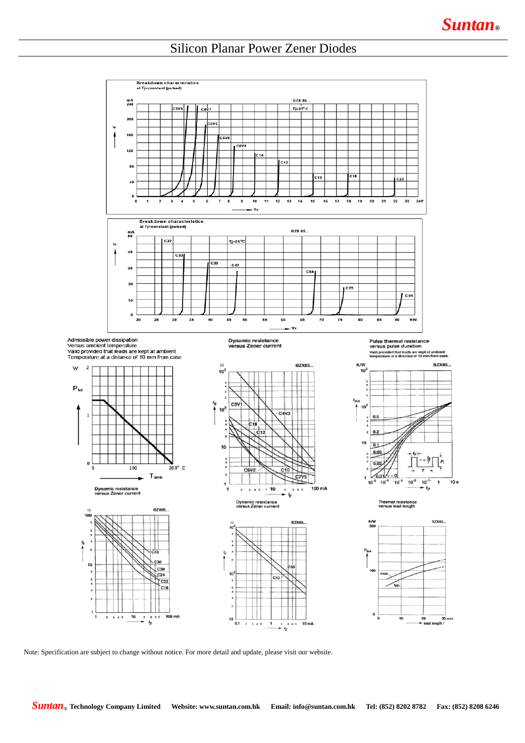# Silicon Planar Power Zener Diodes

Breakdown characteristics
at Tj=constant (pulsed)

BZX 85...
Tj=25° C

mA
240
200
160
120
80
40
0

Iz

C3V9 C4V7 C5V6 C6V8 C8V2 C10 C12 C15 C18 C22

0 1 2 3 4 5 6 7 8 9 10 11 12 13 14 15 16 17 18 19 20 21 22 23 24V

Vz

Breakdown characteristics
at Tj=constant (pulsed)

BZX 85...
Tj=25°C

mA
50
40
30
20
10
0

Iz

C27 C33 C39 C47 C68 C75 C91

20 25 30 35 40 45 50 55 60 65 70 75 80 85 90 95V

Vz

Admissible power dissipation
Versus ambient temperature
Valid provided that leads are kept at ambient
Temperature at a distance of 10 mm from case

W 2
$P_{tot}$
1
0
0 100 200° C
$T_{amb}$

Dynamic resistance
versus Zener current

BZX85...
Ω
$10^3$
$r_{zj}$
$10^2$
10
1
C5V1 C4V3 C18 C12 C6V2 C10 C7V5
1 2 3 4 5 7 10 2 3 4 5 100 mA
$I_Z$

Pulse thermal resistance
versus pulse duration
Valid provided that leads are kept at ambient temperature at a distance of 10 mm from case.

BZX85...
K/W
$10^3$
$r_{thA}$
$10^2$
10
1
0.5 0.2 0.1 0.05 0.02 0.01 v=0
$t_p$ T $v = \frac{t_p}{T}$ $P_I$
$10^{-5}$ $10^{-4}$ $10^{-3}$ $10^{-2}$ $10^{-1}$ 1 10 s
$t_p$

Dynamic resistance
versus Zener current

BZX85...
Ω
100
$r_{zj}$
10
1
C43 C36 C30 C24 C22 C18
1 2 3 4 5 10 2 3 4 5 100 mA
$I_Z$

Dynamic resistance
versus Zener current

BZX85...
Ω
$10^3$
$r_{zj}$
$10^2$
10
C56 C43
0.1 2 3 4 5 1 2 3 4 5 10 mA
$I_Z$

Thermal resistance
versus lead length

BZX85...
K/W
200
$R_{thA}$
100
0
max.
typ.
0 10 20 30 mm
lead length l

Note: Specification are subject to change without notice. For more detail and update, please visit our website.